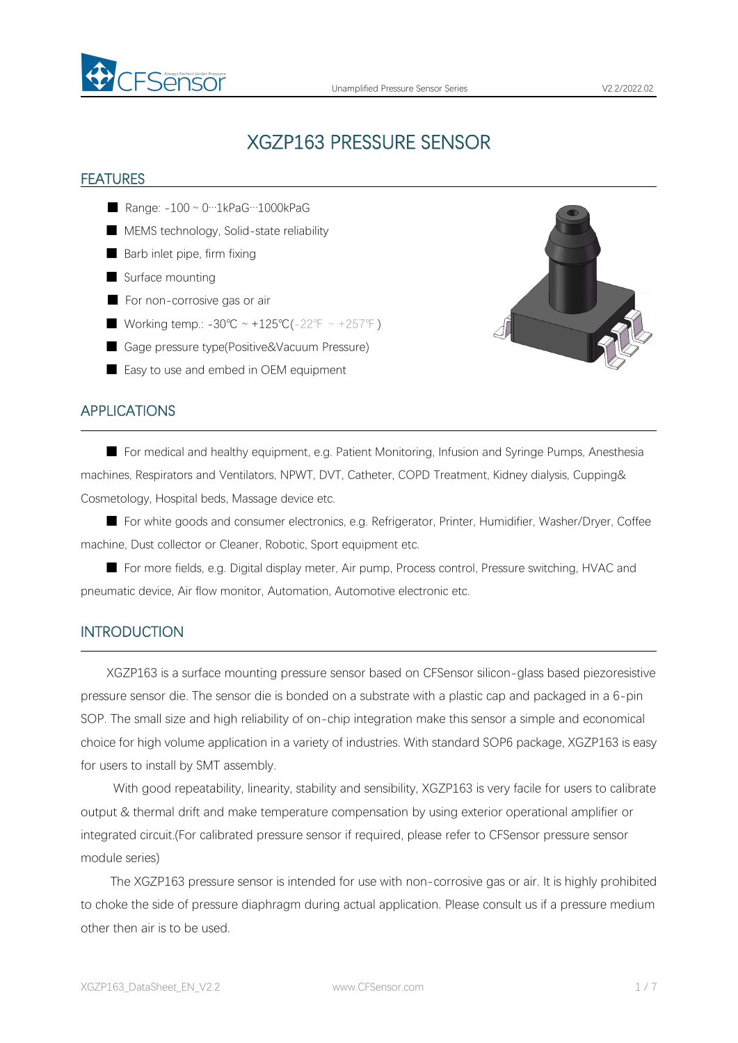# XGZP163 PRESSURE SENSOR

## FEATURES

- Range: -100 ~ 0···1kPaG···1000kPaG
- MEMS technology, Solid-state reliability
- Barb inlet pipe, firm fixing
- Surface mounting
- For non-corrosive gas or air
- Working temp.: -30℃ ~ +125℃(-22℉ ~ +257℉)
- Gage pressure type(Positive&Vacuum Pressure)
- Easy to use and embed in OEM equipment

## APPLICATIONS

- For medical and healthy equipment, e.g. Patient Monitoring, Infusion and Syringe Pumps, Anesthesia machines, Respirators and Ventilators, NPWT, DVT, Catheter, COPD Treatment, Kidney dialysis, Cupping& Cosmetology, Hospital beds, Massage device etc.
- For white goods and consumer electronics, e.g. Refrigerator, Printer, Humidifier, Washer/Dryer, Coffee machine, Dust collector or Cleaner, Robotic, Sport equipment etc.
- For more fields, e.g. Digital display meter, Air pump, Process control, Pressure switching, HVAC and pneumatic device, Air flow monitor, Automation, Automotive electronic etc.

## INTRODUCTION

XGZP163 is a surface mounting pressure sensor based on CFSensor silicon-glass based piezoresistive pressure sensor die. The sensor die is bonded on a substrate with a plastic cap and packaged in a 6-pin SOP. The small size and high reliability of on-chip integration make this sensor a simple and economical choice for high volume application in a variety of industries. With standard SOP6 package, XGZP163 is easy for users to install by SMT assembly.

With good repeatability, linearity, stability and sensibility, XGZP163 is very facile for users to calibrate output & thermal drift and make temperature compensation by using exterior operational amplifier or integrated circuit.(For calibrated pressure sensor if required, please refer to CFSensor pressure sensor module series)

The XGZP163 pressure sensor is intended for use with non-corrosive gas or air. It is highly prohibited to choke the side of pressure diaphragm during actual application. Please consult us if a pressure medium other then air is to be used.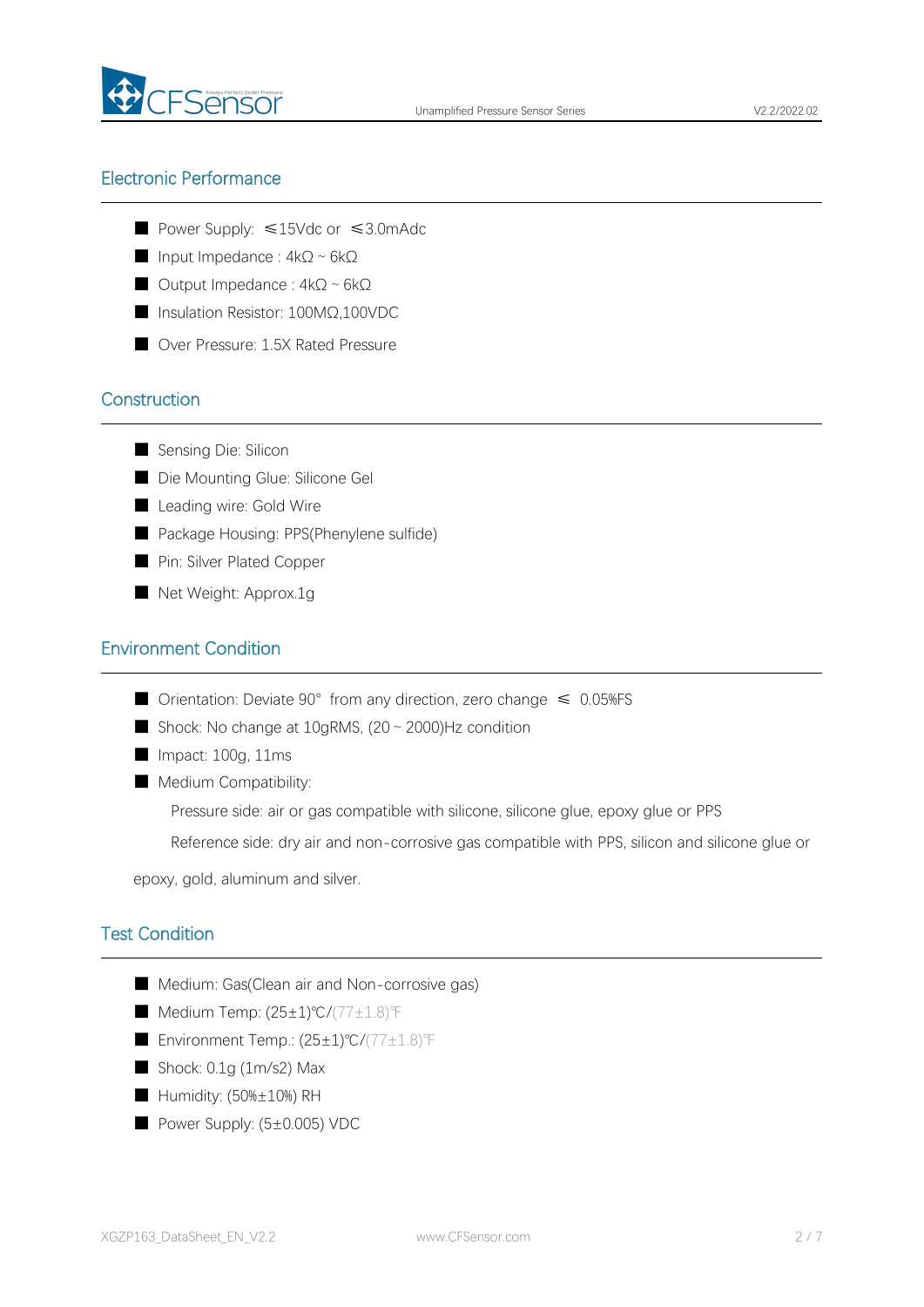## Electronic Performance

- Power Supply: ≤15Vdc or ≤3.0mAdc
- Input Impedance : 4kΩ ~ 6kΩ
- Output Impedance : 4kΩ ~ 6kΩ
- Insulation Resistor: 100MΩ,100VDC
- Over Pressure: 1.5X Rated Pressure

## Construction

- Sensing Die: Silicon
- Die Mounting Glue: Silicone Gel
- Leading wire: Gold Wire
- Package Housing: PPS(Phenylene sulfide)
- Pin: Silver Plated Copper
- Net Weight: Approx.1g

## Environment Condition

- Orientation: Deviate 90° from any direction, zero change ≤ 0.05%FS
- Shock: No change at 10gRMS, (20 ~ 2000)Hz condition
- Impact: 100g, 11ms
- Medium Compatibility:

  Pressure side: air or gas compatible with silicone, silicone glue, epoxy glue or PPS

  Reference side: dry air and non-corrosive gas compatible with PPS, silicon and silicone glue or epoxy, gold, aluminum and silver.

## Test Condition

- Medium: Gas(Clean air and Non-corrosive gas)
- Medium Temp: (25±1)℃/(77±1.8)℉
- Environment Temp.: (25±1)℃/(77±1.8)℉
- Shock: 0.1g (1m/s2) Max
- Humidity: (50%±10%) RH
- Power Supply: (5±0.005) VDC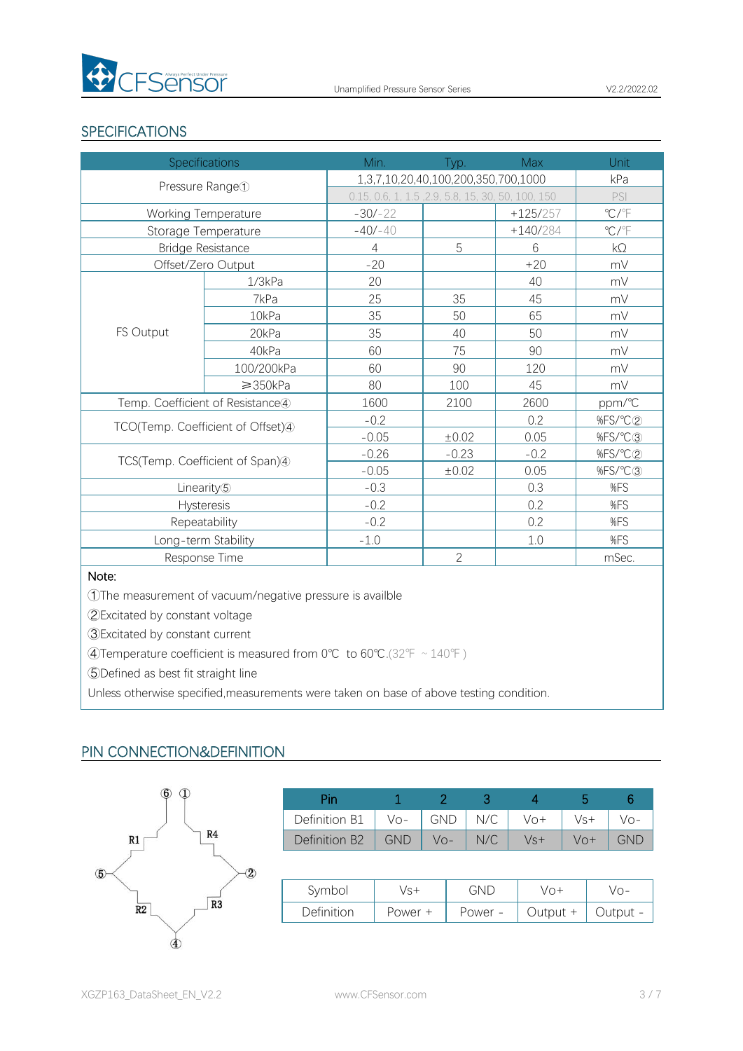## SPECIFICATIONS

| Specifications | | Min. | Typ. | Max | Unit |
|---|---|---|---|---|---|
| Pressure Range① | | 1,3,7,10,20,40,100,200,350,700,1000 | | | kPa |
| | | 0.15, 0.6, 1, 1.5 ,2.9, 5.8, 15, 30, 50, 100, 150 | | | PSI |
| Working Temperature | | -30/-22 | | +125/257 | ℃/℉ |
| Storage Temperature | | -40/-40 | | +140/284 | ℃/℉ |
| Bridge Resistance | | 4 | 5 | 6 | kΩ |
| Offset/Zero Output | | -20 | | +20 | mV |
| FS Output | 1/3kPa | 20 | | 40 | mV |
| | 7kPa | 25 | 35 | 45 | mV |
| | 10kPa | 35 | 50 | 65 | mV |
| | 20kPa | 35 | 40 | 50 | mV |
| | 40kPa | 60 | 75 | 90 | mV |
| | 100/200kPa | 60 | 90 | 120 | mV |
| | ⩾350kPa | 80 | 100 | 45 | mV |
| Temp. Coefficient of Resistance④ | | 1600 | 2100 | 2600 | ppm/℃ |
| TCO(Temp. Coefficient of Offset)④ | | -0.2 | | 0.2 | %FS/℃② |
| | | -0.05 | ±0.02 | 0.05 | %FS/℃③ |
| TCS(Temp. Coefficient of Span)④ | | -0.26 | -0.23 | -0.2 | %FS/℃② |
| | | -0.05 | ±0.02 | 0.05 | %FS/℃③ |
| Linearity⑤ | | -0.3 | | 0.3 | %FS |
| Hysteresis | | -0.2 | | 0.2 | %FS |
| Repeatability | | -0.2 | | 0.2 | %FS |
| Long-term Stability | | -1.0 | | 1.0 | %FS |
| Response Time | | | 2 | | mSec. |

Note:

①The measurement of vacuum/negative pressure is availble

②Excitated by constant voltage

③Excitated by constant current

④Temperature coefficient is measured from 0℃ to 60℃.(32℉ ~ 140℉ )

⑤Defined as best fit straight line

Unless otherwise specified,measurements were taken on base of above testing condition.

## PIN CONNECTION&DEFINITION

| Pin | 1 | 2 | 3 | 4 | 5 | 6 |
|---|---|---|---|---|---|---|
| Definition B1 | Vo- | GND | N/C | Vo+ | Vs+ | Vo- |
| Definition B2 | GND | Vo- | N/C | Vs+ | Vo+ | GND |

| Symbol | Vs+ | GND | Vo+ | Vo- |
|---|---|---|---|---|
| Definition | Power + | Power - | Output + | Output - |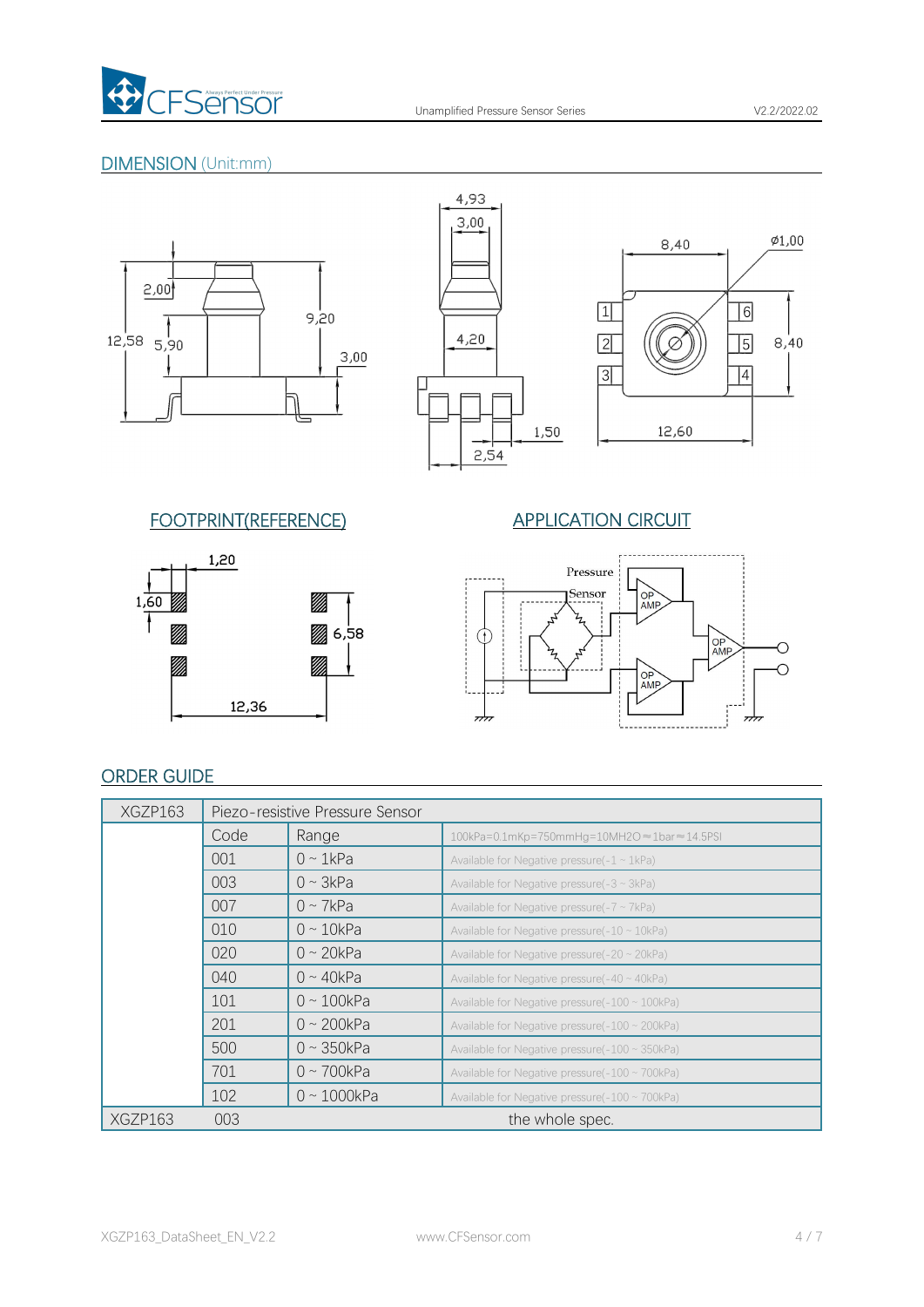## DIMENSION (Unit:mm)

## FOOTPRINT(REFERENCE)

## APPLICATION CIRCUIT

## ORDER GUIDE

| XGZP163 | Piezo-resistive Pressure Sensor | | |
|---|---|---|---|
| | Code | Range | 100kPa=0.1mKp=750mmHg=10MH2O≈1bar≈14.5PSI |
| | 001 | 0 ~ 1kPa | Available for Negative pressure(-1 ~ 1kPa) |
| | 003 | 0 ~ 3kPa | Available for Negative pressure(-3 ~ 3kPa) |
| | 007 | 0 ~ 7kPa | Available for Negative pressure(-7 ~ 7kPa) |
| | 010 | 0 ~ 10kPa | Available for Negative pressure(-10 ~ 10kPa) |
| | 020 | 0 ~ 20kPa | Available for Negative pressure(-20 ~ 20kPa) |
| | 040 | 0 ~ 40kPa | Available for Negative pressure(-40 ~ 40kPa) |
| | 101 | 0 ~ 100kPa | Available for Negative pressure(-100 ~ 100kPa) |
| | 201 | 0 ~ 200kPa | Available for Negative pressure(-100 ~ 200kPa) |
| | 500 | 0 ~ 350kPa | Available for Negative pressure(-100 ~ 350kPa) |
| | 701 | 0 ~ 700kPa | Available for Negative pressure(-100 ~ 700kPa) |
| | 102 | 0 ~ 1000kPa | Available for Negative pressure(-100 ~ 700kPa) |
| XGZP163 | 003 | the whole spec. | |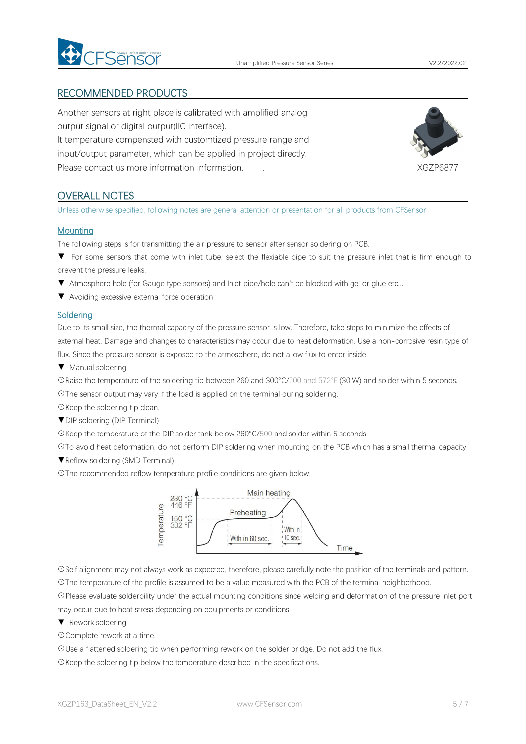## RECOMMENDED PRODUCTS

Another sensors at right place is calibrated with amplified analog output signal or digital output(IIC interface).
It temperature compensted with customtized pressure range and input/output parameter, which can be applied in project directly.
Please contact us more information information.

XGZP6877

## OVERALL NOTES

Unless otherwise specified, following notes are general attention or presentation for all products from CFSensor.

### Mounting

The following steps is for transmitting the air pressure to sensor after sensor soldering on PCB.

▼ For some sensors that come with inlet tube, select the flexiable pipe to suit the pressure inlet that is firm enough to prevent the pressure leaks.

▼ Atmosphere hole (for Gauge type sensors) and Inlet pipe/hole can't be blocked with gel or glue etc,..

▼ Avoiding excessive external force operation

### Soldering

Due to its small size, the thermal capacity of the pressure sensor is low. Therefore, take steps to minimize the effects of external heat. Damage and changes to characteristics may occur due to heat deformation. Use a non-corrosive resin type of flux. Since the pressure sensor is exposed to the atmosphere, do not allow flux to enter inside.

▼ Manual soldering

⊙Raise the temperature of the soldering tip between 260 and 300°C/500 and 572°F (30 W) and solder within 5 seconds.

⊙The sensor output may vary if the load is applied on the terminal during soldering.

⊙Keep the soldering tip clean.

▼DIP soldering (DIP Terminal)

⊙Keep the temperature of the DIP solder tank below 260°C/500 and solder within 5 seconds.

⊙To avoid heat deformation, do not perform DIP soldering when mounting on the PCB which has a small thermal capacity.

▼Reflow soldering (SMD Terminal)

⊙The recommended reflow temperature profile conditions are given below.

Temperature: 230 °C / 446 °F (Main heating); 150 °C / 302 °F (Preheating: With in 60 sec.); Main heating: With in 10 sec.; Time

⊙Self alignment may not always work as expected, therefore, please carefully note the position of the terminals and pattern.

⊙The temperature of the profile is assumed to be a value measured with the PCB of the terminal neighborhood.

⊙Please evaluate solderbility under the actual mounting conditions since welding and deformation of the pressure inlet port may occur due to heat stress depending on equipments or conditions.

▼ Rework soldering

⊙Complete rework at a time.

⊙Use a flattened soldering tip when performing rework on the solder bridge. Do not add the flux.

⊙Keep the soldering tip below the temperature described in the specifications.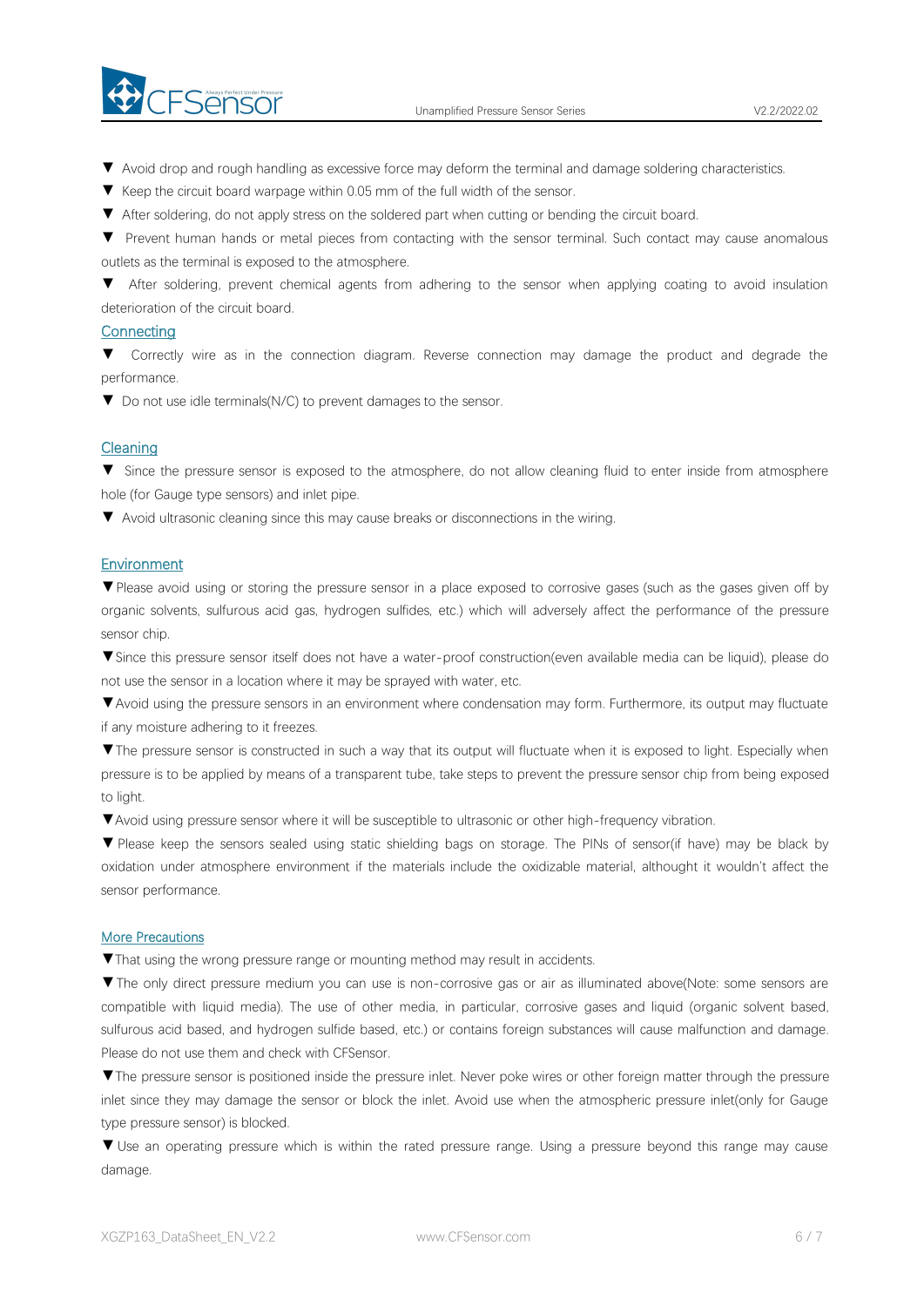▼ Avoid drop and rough handling as excessive force may deform the terminal and damage soldering characteristics.

▼ Keep the circuit board warpage within 0.05 mm of the full width of the sensor.

▼ After soldering, do not apply stress on the soldered part when cutting or bending the circuit board.

▼ Prevent human hands or metal pieces from contacting with the sensor terminal. Such contact may cause anomalous outlets as the terminal is exposed to the atmosphere.

▼ After soldering, prevent chemical agents from adhering to the sensor when applying coating to avoid insulation deterioration of the circuit board.

## Connecting

▼ Correctly wire as in the connection diagram. Reverse connection may damage the product and degrade the performance.

▼ Do not use idle terminals(N/C) to prevent damages to the sensor.

## Cleaning

▼ Since the pressure sensor is exposed to the atmosphere, do not allow cleaning fluid to enter inside from atmosphere hole (for Gauge type sensors) and inlet pipe.

▼ Avoid ultrasonic cleaning since this may cause breaks or disconnections in the wiring.

## Environment

▼Please avoid using or storing the pressure sensor in a place exposed to corrosive gases (such as the gases given off by organic solvents, sulfurous acid gas, hydrogen sulfides, etc.) which will adversely affect the performance of the pressure sensor chip.

▼Since this pressure sensor itself does not have a water-proof construction(even available media can be liquid), please do not use the sensor in a location where it may be sprayed with water, etc.

▼Avoid using the pressure sensors in an environment where condensation may form. Furthermore, its output may fluctuate if any moisture adhering to it freezes.

▼The pressure sensor is constructed in such a way that its output will fluctuate when it is exposed to light. Especially when pressure is to be applied by means of a transparent tube, take steps to prevent the pressure sensor chip from being exposed to light.

▼Avoid using pressure sensor where it will be susceptible to ultrasonic or other high-frequency vibration.

▼ Please keep the sensors sealed using static shielding bags on storage. The PINs of sensor(if have) may be black by oxidation under atmosphere environment if the materials include the oxidizable material, althought it wouldn't affect the sensor performance.

## More Precautions

▼That using the wrong pressure range or mounting method may result in accidents.

▼The only direct pressure medium you can use is non-corrosive gas or air as illuminated above(Note: some sensors are compatible with liquid media). The use of other media, in particular, corrosive gases and liquid (organic solvent based, sulfurous acid based, and hydrogen sulfide based, etc.) or contains foreign substances will cause malfunction and damage. Please do not use them and check with CFSensor.

▼The pressure sensor is positioned inside the pressure inlet. Never poke wires or other foreign matter through the pressure inlet since they may damage the sensor or block the inlet. Avoid use when the atmospheric pressure inlet(only for Gauge type pressure sensor) is blocked.

▼ Use an operating pressure which is within the rated pressure range. Using a pressure beyond this range may cause damage.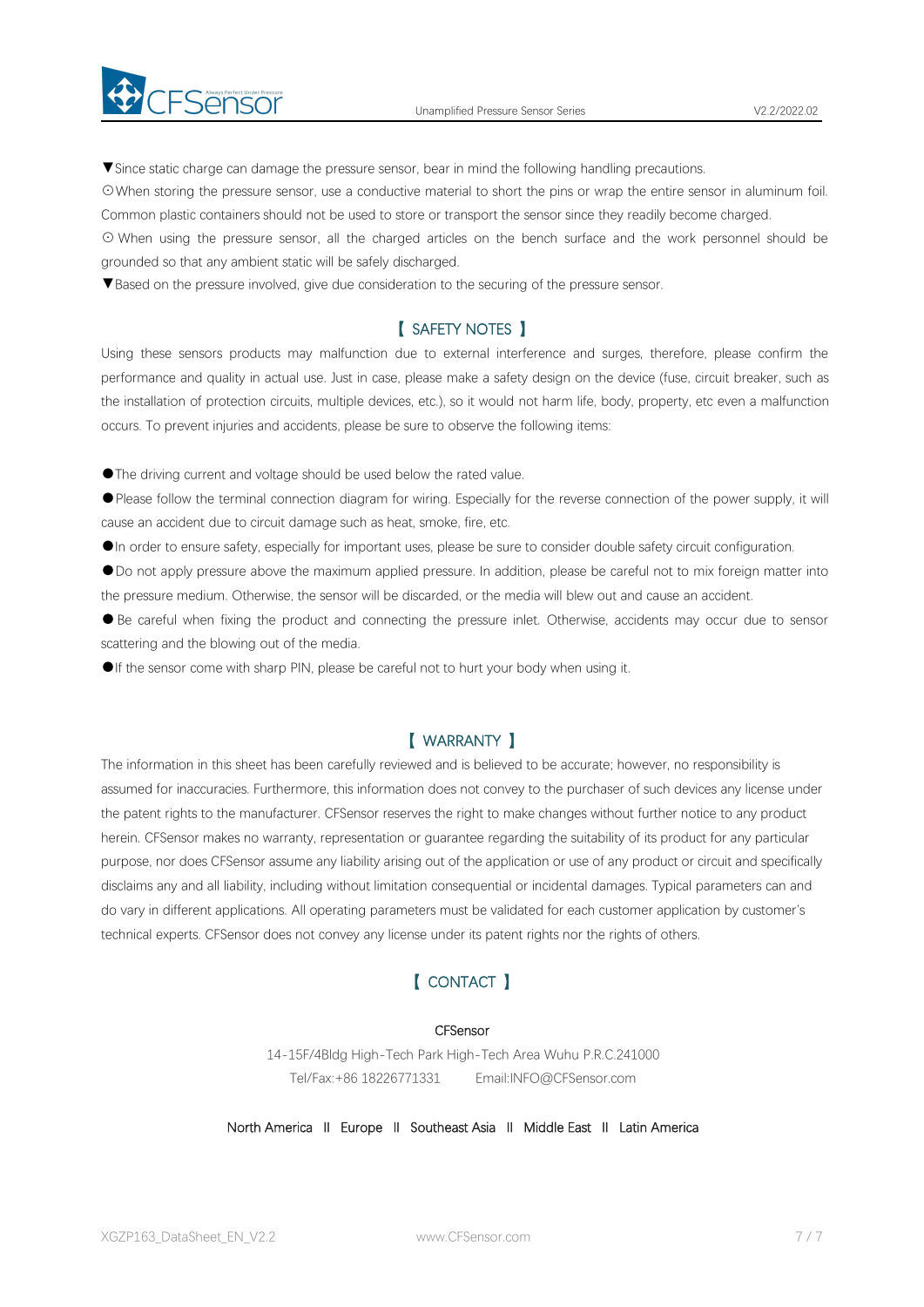▼Since static charge can damage the pressure sensor, bear in mind the following handling precautions.

⊙When storing the pressure sensor, use a conductive material to short the pins or wrap the entire sensor in aluminum foil. Common plastic containers should not be used to store or transport the sensor since they readily become charged.

⊙ When using the pressure sensor, all the charged articles on the bench surface and the work personnel should be grounded so that any ambient static will be safely discharged.

▼Based on the pressure involved, give due consideration to the securing of the pressure sensor.

## 【 SAFETY NOTES 】

Using these sensors products may malfunction due to external interference and surges, therefore, please confirm the performance and quality in actual use. Just in case, please make a safety design on the device (fuse, circuit breaker, such as the installation of protection circuits, multiple devices, etc.), so it would not harm life, body, property, etc even a malfunction occurs. To prevent injuries and accidents, please be sure to observe the following items:

●The driving current and voltage should be used below the rated value.

●Please follow the terminal connection diagram for wiring. Especially for the reverse connection of the power supply, it will cause an accident due to circuit damage such as heat, smoke, fire, etc.

●In order to ensure safety, especially for important uses, please be sure to consider double safety circuit configuration.

●Do not apply pressure above the maximum applied pressure. In addition, please be careful not to mix foreign matter into the pressure medium. Otherwise, the sensor will be discarded, or the media will blew out and cause an accident.

● Be careful when fixing the product and connecting the pressure inlet. Otherwise, accidents may occur due to sensor scattering and the blowing out of the media.

●If the sensor come with sharp PIN, please be careful not to hurt your body when using it.

## 【 WARRANTY 】

The information in this sheet has been carefully reviewed and is believed to be accurate; however, no responsibility is assumed for inaccuracies. Furthermore, this information does not convey to the purchaser of such devices any license under the patent rights to the manufacturer. CFSensor reserves the right to make changes without further notice to any product herein. CFSensor makes no warranty, representation or guarantee regarding the suitability of its product for any particular purpose, nor does CFSensor assume any liability arising out of the application or use of any product or circuit and specifically disclaims any and all liability, including without limitation consequential or incidental damages. Typical parameters can and do vary in different applications. All operating parameters must be validated for each customer application by customer's technical experts. CFSensor does not convey any license under its patent rights nor the rights of others.

## 【 CONTACT 】

CFSensor

14-15F/4Bldg High-Tech Park High-Tech Area Wuhu P.R.C.241000

Tel/Fax:+86 18226771331 Email:INFO@CFSensor.com

North America ‖ Europe ‖ Southeast Asia ‖ Middle East ‖ Latin America